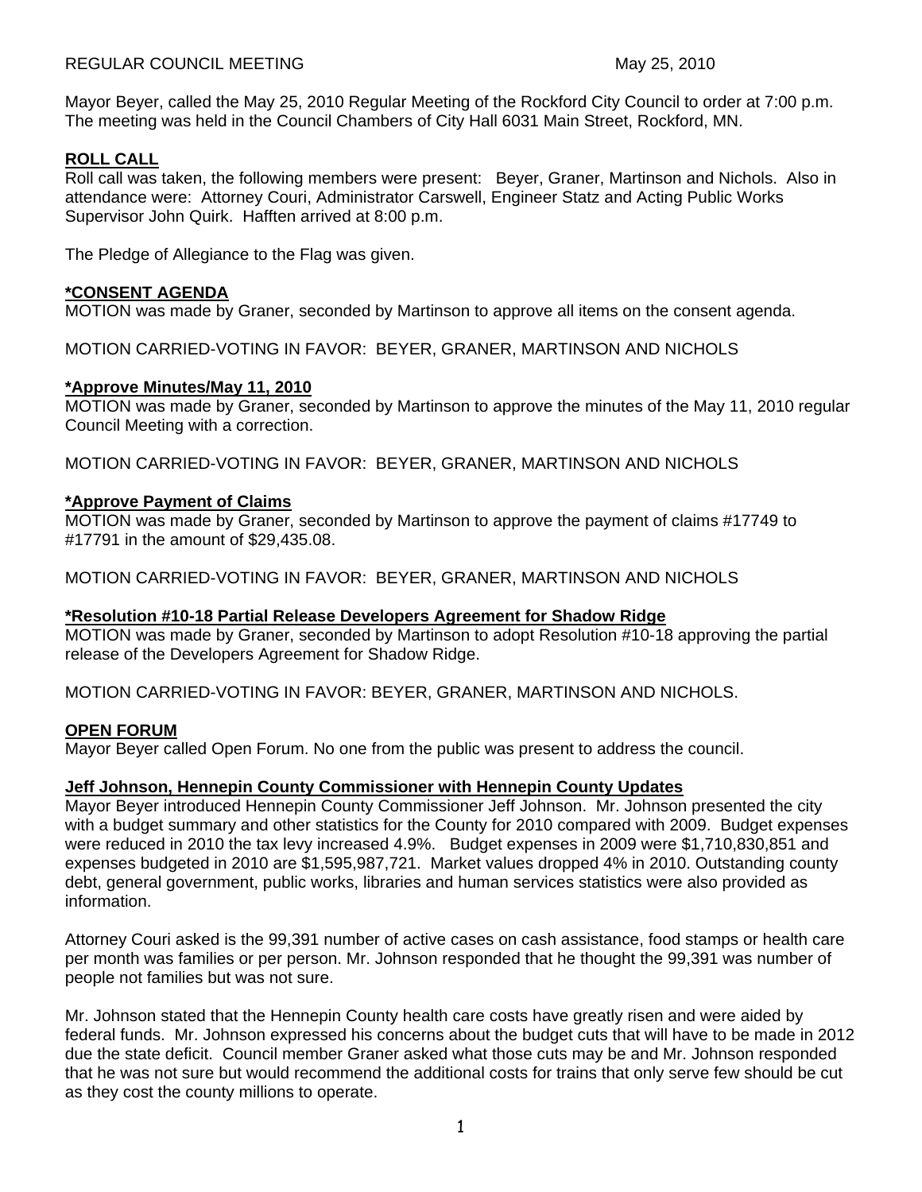REGULAR COUNCIL MEETING May 25, 2010

Mayor Beyer, called the May 25, 2010 Regular Meeting of the Rockford City Council to order at 7:00 p.m. The meeting was held in the Council Chambers of City Hall 6031 Main Street, Rockford, MN.

**ROLL CALL**

Roll call was taken, the following members were present: Beyer, Graner, Martinson and Nichols. Also in attendance were: Attorney Couri, Administrator Carswell, Engineer Statz and Acting Public Works Supervisor John Quirk. Hafften arrived at 8:00 p.m.

The Pledge of Allegiance to the Flag was given.

***CONSENT AGENDA**

MOTION was made by Graner, seconded by Martinson to approve all items on the consent agenda.

MOTION CARRIED-VOTING IN FAVOR: BEYER, GRANER, MARTINSON AND NICHOLS

***Approve Minutes/May 11, 2010**

MOTION was made by Graner, seconded by Martinson to approve the minutes of the May 11, 2010 regular Council Meeting with a correction.

MOTION CARRIED-VOTING IN FAVOR: BEYER, GRANER, MARTINSON AND NICHOLS

***Approve Payment of Claims**

MOTION was made by Graner, seconded by Martinson to approve the payment of claims #17749 to #17791 in the amount of $29,435.08.

MOTION CARRIED-VOTING IN FAVOR: BEYER, GRANER, MARTINSON AND NICHOLS

***Resolution #10-18 Partial Release Developers Agreement for Shadow Ridge**

MOTION was made by Graner, seconded by Martinson to adopt Resolution #10-18 approving the partial release of the Developers Agreement for Shadow Ridge.

MOTION CARRIED-VOTING IN FAVOR: BEYER, GRANER, MARTINSON AND NICHOLS.

**OPEN FORUM**

Mayor Beyer called Open Forum. No one from the public was present to address the council.

**Jeff Johnson, Hennepin County Commissioner with Hennepin County Updates**

Mayor Beyer introduced Hennepin County Commissioner Jeff Johnson. Mr. Johnson presented the city with a budget summary and other statistics for the County for 2010 compared with 2009. Budget expenses were reduced in 2010 the tax levy increased 4.9%. Budget expenses in 2009 were $1,710,830,851 and expenses budgeted in 2010 are $1,595,987,721. Market values dropped 4% in 2010. Outstanding county debt, general government, public works, libraries and human services statistics were also provided as information.

Attorney Couri asked is the 99,391 number of active cases on cash assistance, food stamps or health care per month was families or per person. Mr. Johnson responded that he thought the 99,391 was number of people not families but was not sure.

Mr. Johnson stated that the Hennepin County health care costs have greatly risen and were aided by federal funds. Mr. Johnson expressed his concerns about the budget cuts that will have to be made in 2012 due the state deficit. Council member Graner asked what those cuts may be and Mr. Johnson responded that he was not sure but would recommend the additional costs for trains that only serve few should be cut as they cost the county millions to operate.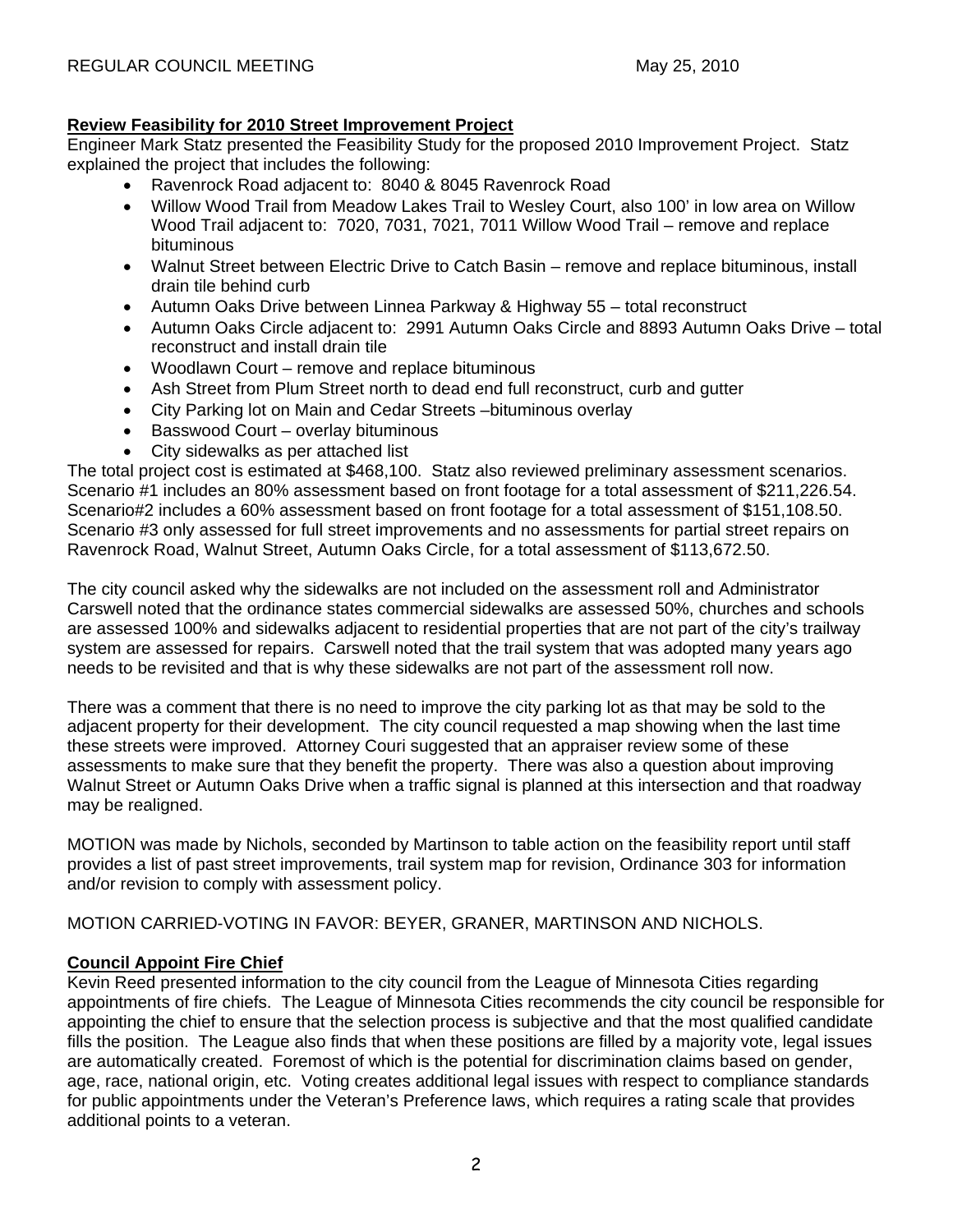**Review Feasibility for 2010 Street Improvement Project**

Engineer Mark Statz presented the Feasibility Study for the proposed 2010 Improvement Project. Statz explained the project that includes the following:

- Ravenrock Road adjacent to: 8040 & 8045 Ravenrock Road
- Willow Wood Trail from Meadow Lakes Trail to Wesley Court, also 100' in low area on Willow Wood Trail adjacent to: 7020, 7031, 7021, 7011 Willow Wood Trail – remove and replace bituminous
- Walnut Street between Electric Drive to Catch Basin – remove and replace bituminous, install drain tile behind curb
- Autumn Oaks Drive between Linnea Parkway & Highway 55 – total reconstruct
- Autumn Oaks Circle adjacent to: 2991 Autumn Oaks Circle and 8893 Autumn Oaks Drive – total reconstruct and install drain tile
- Woodlawn Court – remove and replace bituminous
- Ash Street from Plum Street north to dead end full reconstruct, curb and gutter
- City Parking lot on Main and Cedar Streets –bituminous overlay
- Basswood Court – overlay bituminous
- City sidewalks as per attached list

The total project cost is estimated at $468,100. Statz also reviewed preliminary assessment scenarios. Scenario #1 includes an 80% assessment based on front footage for a total assessment of $211,226.54. Scenario#2 includes a 60% assessment based on front footage for a total assessment of $151,108.50. Scenario #3 only assessed for full street improvements and no assessments for partial street repairs on Ravenrock Road, Walnut Street, Autumn Oaks Circle, for a total assessment of $113,672.50.

The city council asked why the sidewalks are not included on the assessment roll and Administrator Carswell noted that the ordinance states commercial sidewalks are assessed 50%, churches and schools are assessed 100% and sidewalks adjacent to residential properties that are not part of the city's trailway system are assessed for repairs. Carswell noted that the trail system that was adopted many years ago needs to be revisited and that is why these sidewalks are not part of the assessment roll now.

There was a comment that there is no need to improve the city parking lot as that may be sold to the adjacent property for their development. The city council requested a map showing when the last time these streets were improved. Attorney Couri suggested that an appraiser review some of these assessments to make sure that they benefit the property. There was also a question about improving Walnut Street or Autumn Oaks Drive when a traffic signal is planned at this intersection and that roadway may be realigned.

MOTION was made by Nichols, seconded by Martinson to table action on the feasibility report until staff provides a list of past street improvements, trail system map for revision, Ordinance 303 for information and/or revision to comply with assessment policy.

MOTION CARRIED-VOTING IN FAVOR: BEYER, GRANER, MARTINSON AND NICHOLS.

**Council Appoint Fire Chief**

Kevin Reed presented information to the city council from the League of Minnesota Cities regarding appointments of fire chiefs. The League of Minnesota Cities recommends the city council be responsible for appointing the chief to ensure that the selection process is subjective and that the most qualified candidate fills the position. The League also finds that when these positions are filled by a majority vote, legal issues are automatically created. Foremost of which is the potential for discrimination claims based on gender, age, race, national origin, etc. Voting creates additional legal issues with respect to compliance standards for public appointments under the Veteran's Preference laws, which requires a rating scale that provides additional points to a veteran.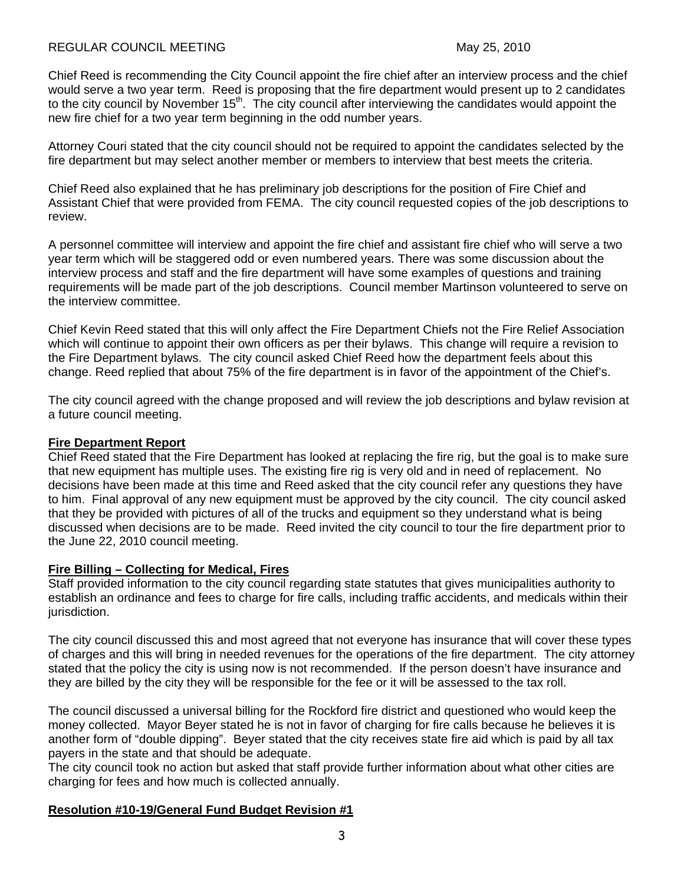Chief Reed is recommending the City Council appoint the fire chief after an interview process and the chief would serve a two year term. Reed is proposing that the fire department would present up to 2 candidates to the city council by November 15th. The city council after interviewing the candidates would appoint the new fire chief for a two year term beginning in the odd number years.

Attorney Couri stated that the city council should not be required to appoint the candidates selected by the fire department but may select another member or members to interview that best meets the criteria.

Chief Reed also explained that he has preliminary job descriptions for the position of Fire Chief and Assistant Chief that were provided from FEMA. The city council requested copies of the job descriptions to review.

A personnel committee will interview and appoint the fire chief and assistant fire chief who will serve a two year term which will be staggered odd or even numbered years. There was some discussion about the interview process and staff and the fire department will have some examples of questions and training requirements will be made part of the job descriptions. Council member Martinson volunteered to serve on the interview committee.

Chief Kevin Reed stated that this will only affect the Fire Department Chiefs not the Fire Relief Association which will continue to appoint their own officers as per their bylaws. This change will require a revision to the Fire Department bylaws. The city council asked Chief Reed how the department feels about this change. Reed replied that about 75% of the fire department is in favor of the appointment of the Chief's.

The city council agreed with the change proposed and will review the job descriptions and bylaw revision at a future council meeting.

**Fire Department Report**

Chief Reed stated that the Fire Department has looked at replacing the fire rig, but the goal is to make sure that new equipment has multiple uses. The existing fire rig is very old and in need of replacement. No decisions have been made at this time and Reed asked that the city council refer any questions they have to him. Final approval of any new equipment must be approved by the city council. The city council asked that they be provided with pictures of all of the trucks and equipment so they understand what is being discussed when decisions are to be made. Reed invited the city council to tour the fire department prior to the June 22, 2010 council meeting.

**Fire Billing – Collecting for Medical, Fires**

Staff provided information to the city council regarding state statutes that gives municipalities authority to establish an ordinance and fees to charge for fire calls, including traffic accidents, and medicals within their jurisdiction.

The city council discussed this and most agreed that not everyone has insurance that will cover these types of charges and this will bring in needed revenues for the operations of the fire department. The city attorney stated that the policy the city is using now is not recommended. If the person doesn't have insurance and they are billed by the city they will be responsible for the fee or it will be assessed to the tax roll.

The council discussed a universal billing for the Rockford fire district and questioned who would keep the money collected. Mayor Beyer stated he is not in favor of charging for fire calls because he believes it is another form of "double dipping". Beyer stated that the city receives state fire aid which is paid by all tax payers in the state and that should be adequate.

The city council took no action but asked that staff provide further information about what other cities are charging for fees and how much is collected annually.

**Resolution #10-19/General Fund Budget Revision #1**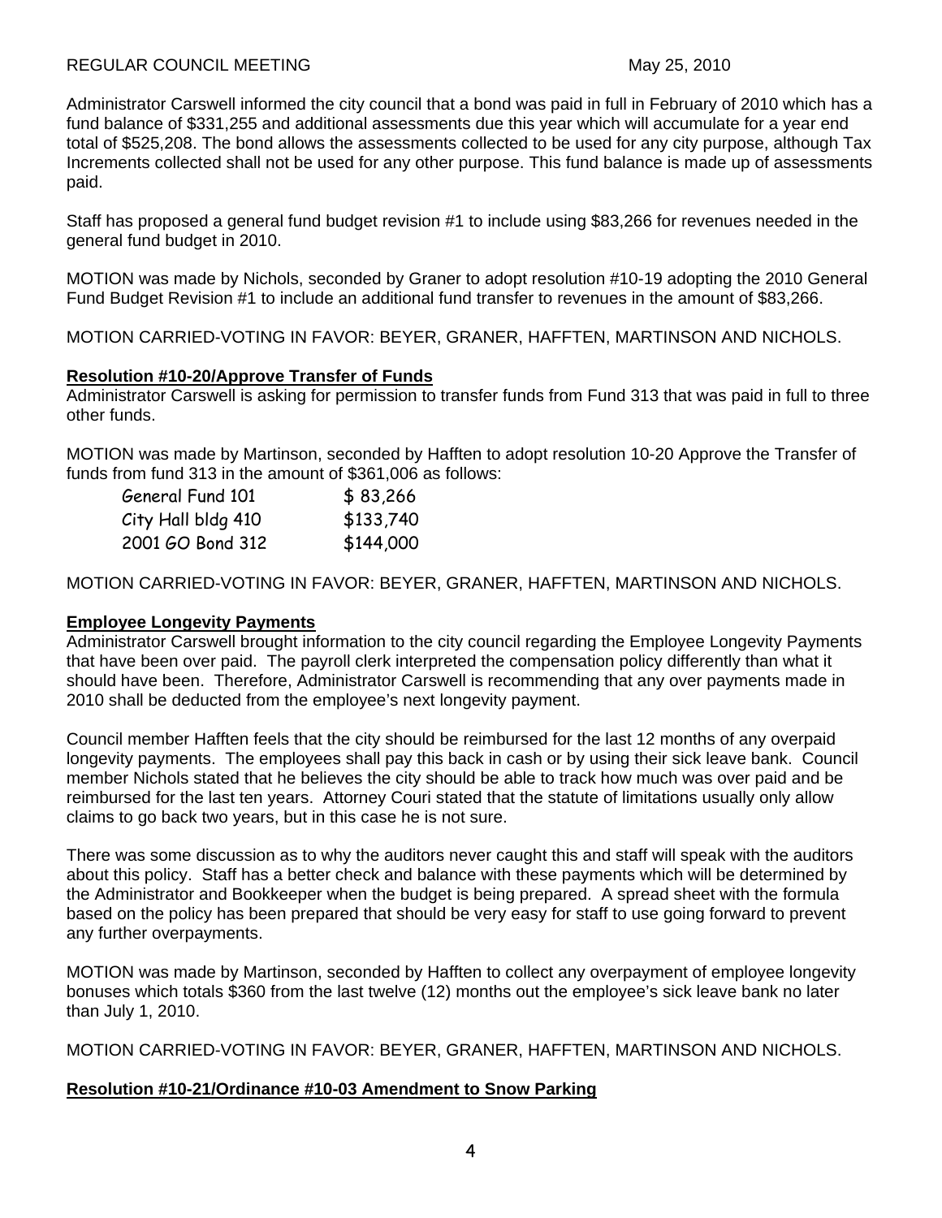Administrator Carswell informed the city council that a bond was paid in full in February of 2010 which has a fund balance of $331,255 and additional assessments due this year which will accumulate for a year end total of $525,208. The bond allows the assessments collected to be used for any city purpose, although Tax Increments collected shall not be used for any other purpose. This fund balance is made up of assessments paid.

Staff has proposed a general fund budget revision #1 to include using $83,266 for revenues needed in the general fund budget in 2010.

MOTION was made by Nichols, seconded by Graner to adopt resolution #10-19 adopting the 2010 General Fund Budget Revision #1 to include an additional fund transfer to revenues in the amount of $83,266.

MOTION CARRIED-VOTING IN FAVOR: BEYER, GRANER, HAFFTEN, MARTINSON AND NICHOLS.

**Resolution #10-20/Approve Transfer of Funds**

Administrator Carswell is asking for permission to transfer funds from Fund 313 that was paid in full to three other funds.

MOTION was made by Martinson, seconded by Hafften to adopt resolution 10-20 Approve the Transfer of funds from fund 313 in the amount of $361,006 as follows:

| | |
|---|---|
| General Fund 101 | $ 83,266 |
| City Hall bldg 410 | $133,740 |
| 2001 GO Bond 312 | $144,000 |

MOTION CARRIED-VOTING IN FAVOR: BEYER, GRANER, HAFFTEN, MARTINSON AND NICHOLS.

**Employee Longevity Payments**

Administrator Carswell brought information to the city council regarding the Employee Longevity Payments that have been over paid. The payroll clerk interpreted the compensation policy differently than what it should have been. Therefore, Administrator Carswell is recommending that any over payments made in 2010 shall be deducted from the employee's next longevity payment.

Council member Hafften feels that the city should be reimbursed for the last 12 months of any overpaid longevity payments. The employees shall pay this back in cash or by using their sick leave bank. Council member Nichols stated that he believes the city should be able to track how much was over paid and be reimbursed for the last ten years. Attorney Couri stated that the statute of limitations usually only allow claims to go back two years, but in this case he is not sure.

There was some discussion as to why the auditors never caught this and staff will speak with the auditors about this policy. Staff has a better check and balance with these payments which will be determined by the Administrator and Bookkeeper when the budget is being prepared. A spread sheet with the formula based on the policy has been prepared that should be very easy for staff to use going forward to prevent any further overpayments.

MOTION was made by Martinson, seconded by Hafften to collect any overpayment of employee longevity bonuses which totals $360 from the last twelve (12) months out the employee's sick leave bank no later than July 1, 2010.

MOTION CARRIED-VOTING IN FAVOR: BEYER, GRANER, HAFFTEN, MARTINSON AND NICHOLS.

**Resolution #10-21/Ordinance #10-03 Amendment to Snow Parking**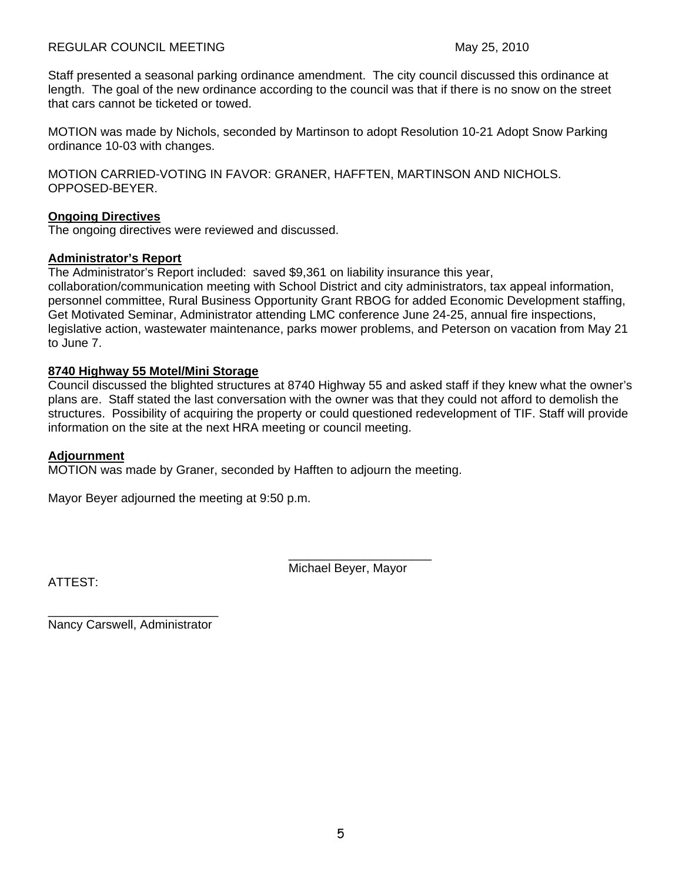Staff presented a seasonal parking ordinance amendment. The city council discussed this ordinance at length. The goal of the new ordinance according to the council was that if there is no snow on the street that cars cannot be ticketed or towed.

MOTION was made by Nichols, seconded by Martinson to adopt Resolution 10-21 Adopt Snow Parking ordinance 10-03 with changes.

MOTION CARRIED-VOTING IN FAVOR: GRANER, HAFFTEN, MARTINSON AND NICHOLS. OPPOSED-BEYER.

**Ongoing Directives**

The ongoing directives were reviewed and discussed.

**Administrator's Report**

The Administrator's Report included: saved $9,361 on liability insurance this year, collaboration/communication meeting with School District and city administrators, tax appeal information, personnel committee, Rural Business Opportunity Grant RBOG for added Economic Development staffing, Get Motivated Seminar, Administrator attending LMC conference June 24-25, annual fire inspections, legislative action, wastewater maintenance, parks mower problems, and Peterson on vacation from May 21 to June 7.

**8740 Highway 55 Motel/Mini Storage**

Council discussed the blighted structures at 8740 Highway 55 and asked staff if they knew what the owner's plans are. Staff stated the last conversation with the owner was that they could not afford to demolish the structures. Possibility of acquiring the property or could questioned redevelopment of TIF. Staff will provide information on the site at the next HRA meeting or council meeting.

**Adjournment**

MOTION was made by Graner, seconded by Hafften to adjourn the meeting.

Mayor Beyer adjourned the meeting at 9:50 p.m.

_____________________
Michael Beyer, Mayor

ATTEST:

_________________________
Nancy Carswell, Administrator